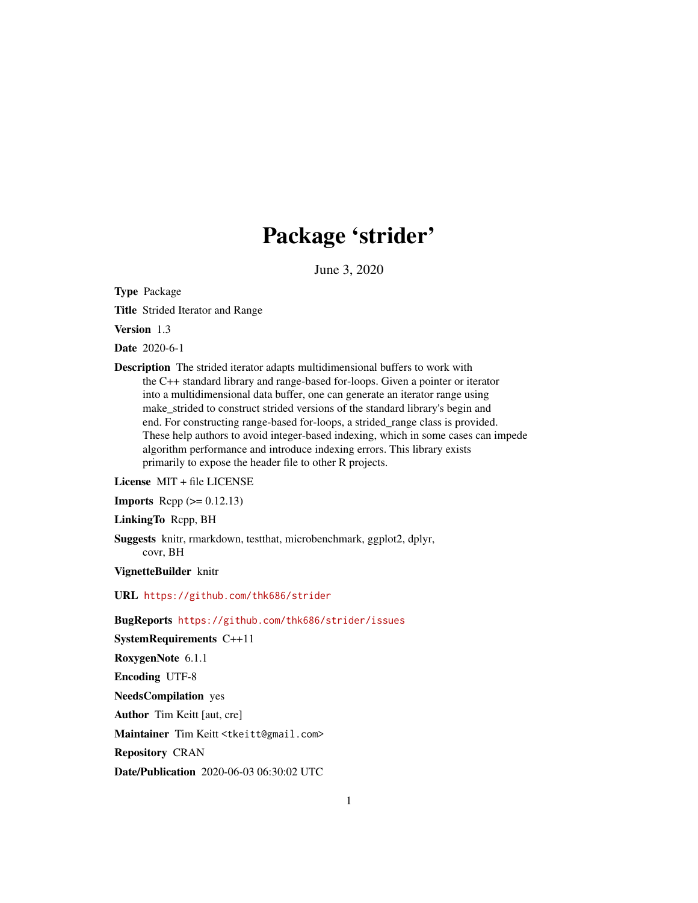# Package 'strider'

June 3, 2020

**Type** Package

**Title** Strided Iterator and Range

**Version** 1.3

**Date** 2020-6-1

**Description** The strided iterator adapts multidimensional buffers to work with the C++ standard library and range-based for-loops. Given a pointer or iterator into a multidimensional data buffer, one can generate an iterator range using make_strided to construct strided versions of the standard library's begin and end. For constructing range-based for-loops, a strided_range class is provided. These help authors to avoid integer-based indexing, which in some cases can impede algorithm performance and introduce indexing errors. This library exists primarily to expose the header file to other R projects.

**License** MIT + file LICENSE

**Imports** Rcpp (>= 0.12.13)

**LinkingTo** Rcpp, BH

**Suggests** knitr, rmarkdown, testthat, microbenchmark, ggplot2, dplyr, covr, BH

**VignetteBuilder** knitr

**URL** https://github.com/thk686/strider

**BugReports** https://github.com/thk686/strider/issues

**SystemRequirements** C++11

**RoxygenNote** 6.1.1

**Encoding** UTF-8

**NeedsCompilation** yes

**Author** Tim Keitt [aut, cre]

**Maintainer** Tim Keitt <tkeitt@gmail.com>

**Repository** CRAN

**Date/Publication** 2020-06-03 06:30:02 UTC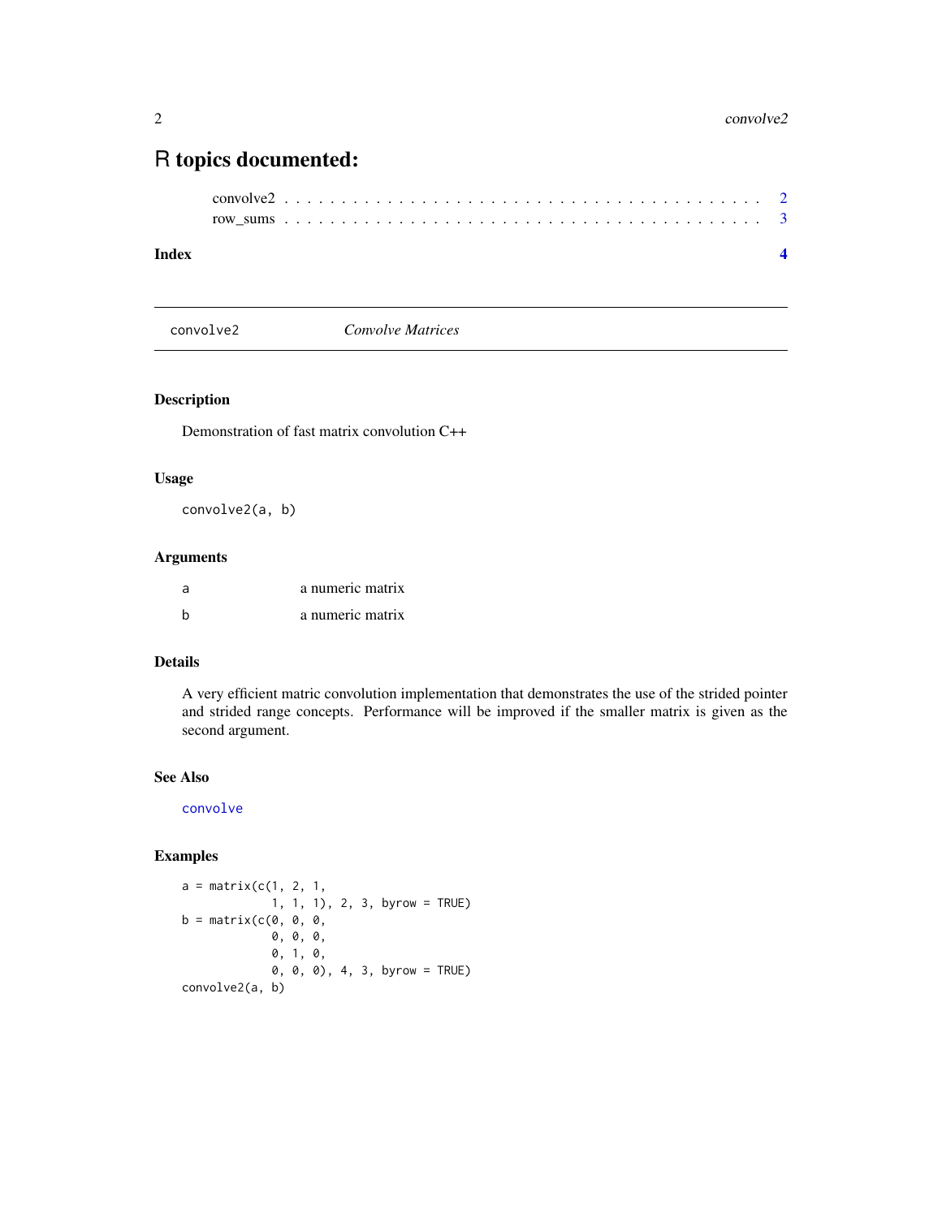# R topics documented:

convolve2 . . . . . . . . . . . . . . . . . . . . . . . . . . . . . . . . . . . . . . . 2
row_sums . . . . . . . . . . . . . . . . . . . . . . . . . . . . . . . . . . . . . . . 3

**Index** **4**

---

`convolve2` *Convolve Matrices*

---

## Description

Demonstration of fast matrix convolution C++

## Usage

```
convolve2(a, b)
```

## Arguments

| | |
|---|---|
| a | a numeric matrix |
| b | a numeric matrix |

## Details

A very efficient matric convolution implementation that demonstrates the use of the strided pointer and strided range concepts. Performance will be improved if the smaller matrix is given as the second argument.

## See Also

`convolve`

## Examples

```
a = matrix(c(1, 2, 1,
             1, 1, 1), 2, 3, byrow = TRUE)
b = matrix(c(0, 0, 0,
             0, 0, 0,
             0, 1, 0,
             0, 0, 0), 4, 3, byrow = TRUE)
convolve2(a, b)
```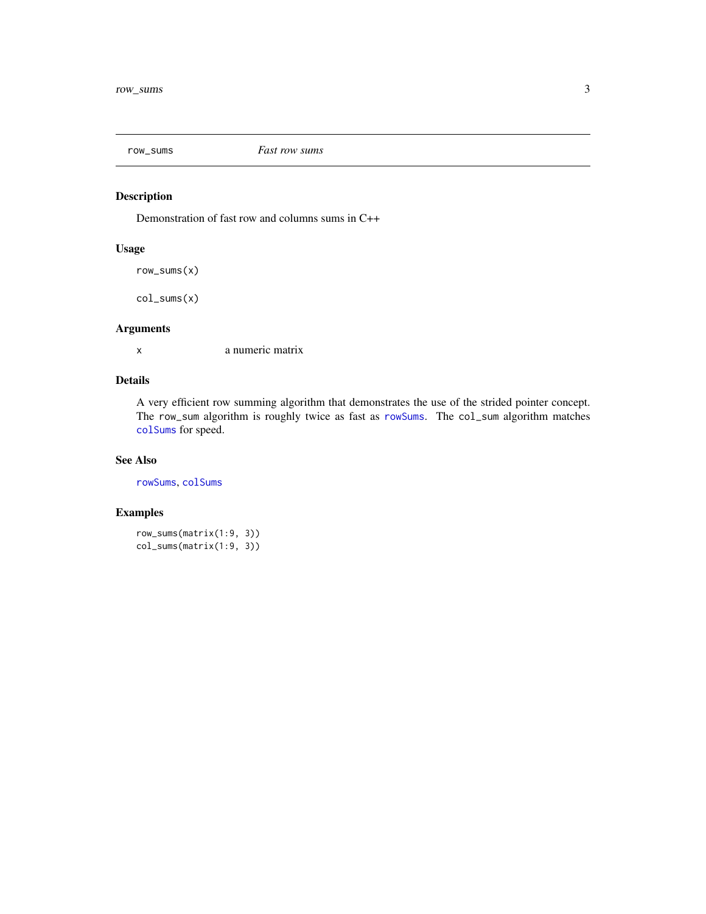`row_sums` *Fast row sums*

## Description

Demonstration of fast row and columns sums in C++

## Usage

```
row_sums(x)

col_sums(x)
```

## Arguments

| | |
|---|---|
| x | a numeric matrix |

## Details

A very efficient row summing algorithm that demonstrates the use of the strided pointer concept. The `row_sum` algorithm is roughly twice as fast as `rowSums`. The `col_sum` algorithm matches `colSums` for speed.

## See Also

`rowSums`, `colSums`

## Examples

```
row_sums(matrix(1:9, 3))
col_sums(matrix(1:9, 3))
```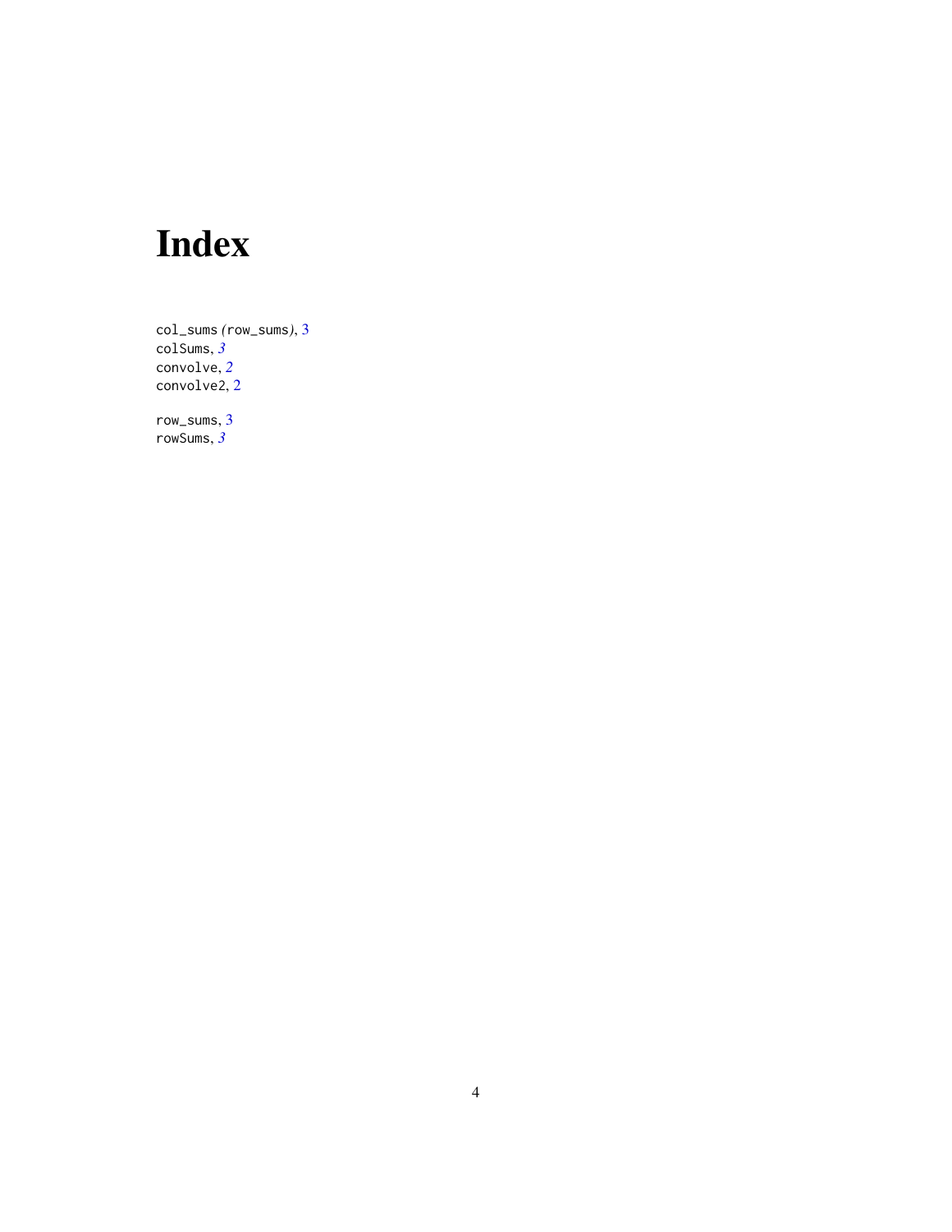# Index

col_sums (row_sums), 3
colSums, *3*
convolve, *2*
convolve2, 2

row_sums, 3
rowSums, *3*